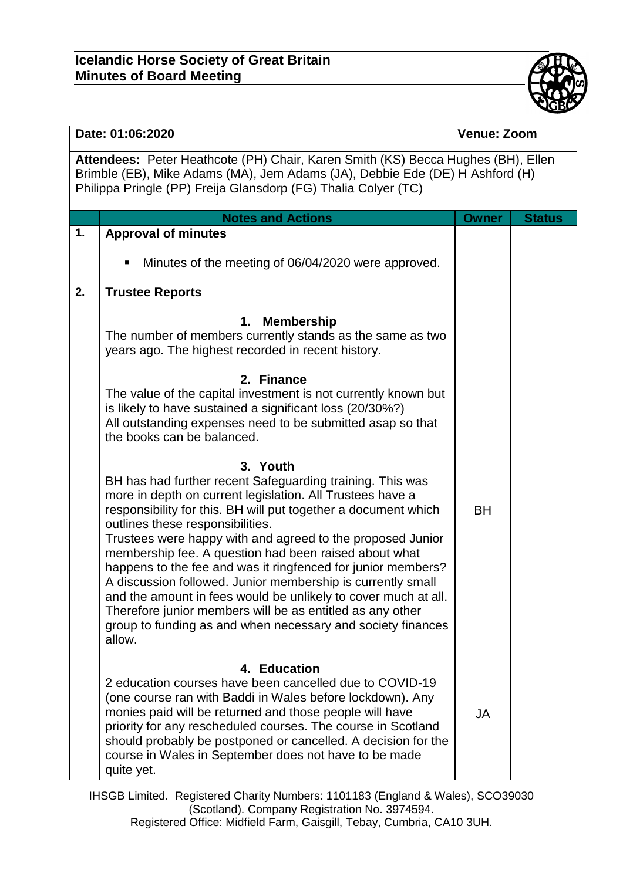# Icelandic Horse Society of Great Britain
## Minutes of Board Meeting

| Date: 01:06:2020 | | Venue: Zoom | |
|---|---|---|---|
| **Attendees:** Peter Heathcote (PH) Chair, Karen Smith (KS) Becca Hughes (BH), Ellen Brimble (EB), Mike Adams (MA), Jem Adams (JA), Debbie Ede (DE) H Ashford (H) Philippa Pringle (PP) Freija Glansdorp (FG) Thalia Colyer (TC) | | | |
| | **Notes and Actions** | **Owner** | **Status** |
| **1.** | **Approval of minutes**<br><br>▪ Minutes of the meeting of 06/04/2020 were approved. | | |
| **2.** | **Trustee Reports**<br><br>**1. Membership**<br>The number of members currently stands as the same as two years ago. The highest recorded in recent history.<br><br>**2. Finance**<br>The value of the capital investment is not currently known but is likely to have sustained a significant loss (20/30%?)<br>All outstanding expenses need to be submitted asap so that the books can be balanced.<br><br>**3. Youth**<br>BH has had further recent Safeguarding training. This was more in depth on current legislation. All Trustees have a responsibility for this. BH will put together a document which outlines these responsibilities.<br>Trustees were happy with and agreed to the proposed Junior membership fee. A question had been raised about what happens to the fee and was it ringfenced for junior members? A discussion followed. Junior membership is currently small and the amount in fees would be unlikely to cover much at all. Therefore junior members will be as entitled as any other group to funding as and when necessary and society finances allow.<br><br>**4. Education**<br>2 education courses have been cancelled due to COVID-19 (one course ran with Baddi in Wales before lockdown). Any monies paid will be returned and those people will have priority for any rescheduled courses. The course in Scotland should probably be postponed or cancelled. A decision for the course in Wales in September does not have to be made quite yet. | BH<br><br>JA | |

IHSGB Limited. Registered Charity Numbers: 1101183 (England & Wales), SCO39030 (Scotland). Company Registration No. 3974594.
Registered Office: Midfield Farm, Gaisgill, Tebay, Cumbria, CA10 3UH.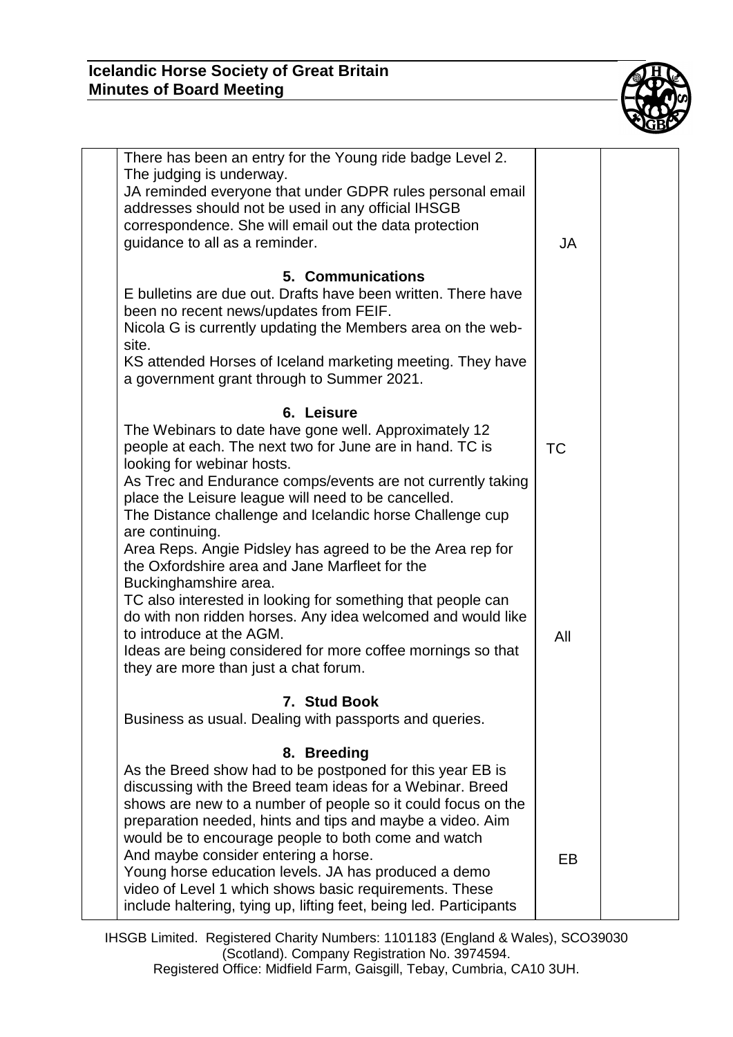| | | | |
|---|---|---|---|
| | There has been an entry for the Young ride badge Level 2. The judging is underway.<br>JA reminded everyone that under GDPR rules personal email addresses should not be used in any official IHSGB correspondence. She will email out the data protection guidance to all as a reminder. | JA | |
| | **5. Communications**<br>E bulletins are due out. Drafts have been written. There have been no recent news/updates from FEIF.<br>Nicola G is currently updating the Members area on the web-site.<br>KS attended Horses of Iceland marketing meeting. They have a government grant through to Summer 2021. | | |
| | **6. Leisure**<br>The Webinars to date have gone well. Approximately 12 people at each. The next two for June are in hand. TC is looking for webinar hosts.<br>As Trec and Endurance comps/events are not currently taking place the Leisure league will need to be cancelled.<br>The Distance challenge and Icelandic horse Challenge cup are continuing.<br>Area Reps. Angie Pidsley has agreed to be the Area rep for the Oxfordshire area and Jane Marfleet for the Buckinghamshire area.<br>TC also interested in looking for something that people can do with non ridden horses. Any idea welcomed and would like to introduce at the AGM.<br>Ideas are being considered for more coffee mornings so that they are more than just a chat forum. | TC<br><br>All | |
| | **7. Stud Book**<br>Business as usual. Dealing with passports and queries. | | |
| | **8. Breeding**<br>As the Breed show had to be postponed for this year EB is discussing with the Breed team ideas for a Webinar. Breed shows are new to a number of people so it could focus on the preparation needed, hints and tips and maybe a video. Aim would be to encourage people to both come and watch And maybe consider entering a horse.<br>Young horse education levels. JA has produced a demo video of Level 1 which shows basic requirements. These include haltering, tying up, lifting feet, being led. Participants | EB | |

IHSGB Limited. Registered Charity Numbers: 1101183 (England & Wales), SCO39030 (Scotland). Company Registration No. 3974594.
Registered Office: Midfield Farm, Gaisgill, Tebay, Cumbria, CA10 3UH.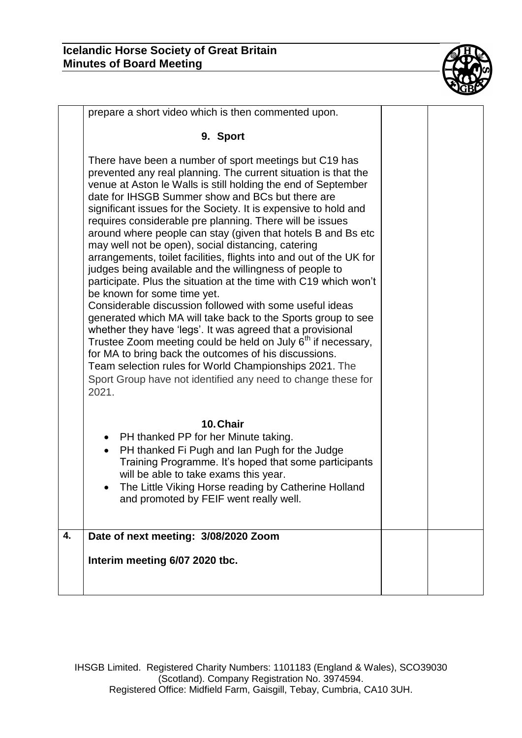| | | | |
|---|---|---|---|
| | prepare a short video which is then commented upon.<br><br>**9. Sport**<br><br>There have been a number of sport meetings but C19 has prevented any real planning. The current situation is that the venue at Aston le Walls is still holding the end of September date for IHSGB Summer show and BCs but there are significant issues for the Society. It is expensive to hold and requires considerable pre planning. There will be issues around where people can stay (given that hotels B and Bs etc may well not be open), social distancing, catering arrangements, toilet facilities, flights into and out of the UK for judges being available and the willingness of people to participate. Plus the situation at the time with C19 which won't be known for some time yet.<br>Considerable discussion followed with some useful ideas generated which MA will take back to the Sports group to see whether they have 'legs'. It was agreed that a provisional Trustee Zoom meeting could be held on July 6th if necessary, for MA to bring back the outcomes of his discussions.<br>Team selection rules for World Championships 2021. The Sport Group have not identified any need to change these for 2021.<br><br>**10. Chair**<br>• PH thanked PP for her Minute taking.<br>• PH thanked Fi Pugh and Ian Pugh for the Judge Training Programme. It's hoped that some participants will be able to take exams this year.<br>• The Little Viking Horse reading by Catherine Holland and promoted by FEIF went really well. | | |
| **4.** | **Date of next meeting: 3/08/2020 Zoom**<br><br>**Interim meeting 6/07 2020 tbc.** | | |

IHSGB Limited. Registered Charity Numbers: 1101183 (England & Wales), SCO39030 (Scotland). Company Registration No. 3974594.
Registered Office: Midfield Farm, Gaisgill, Tebay, Cumbria, CA10 3UH.